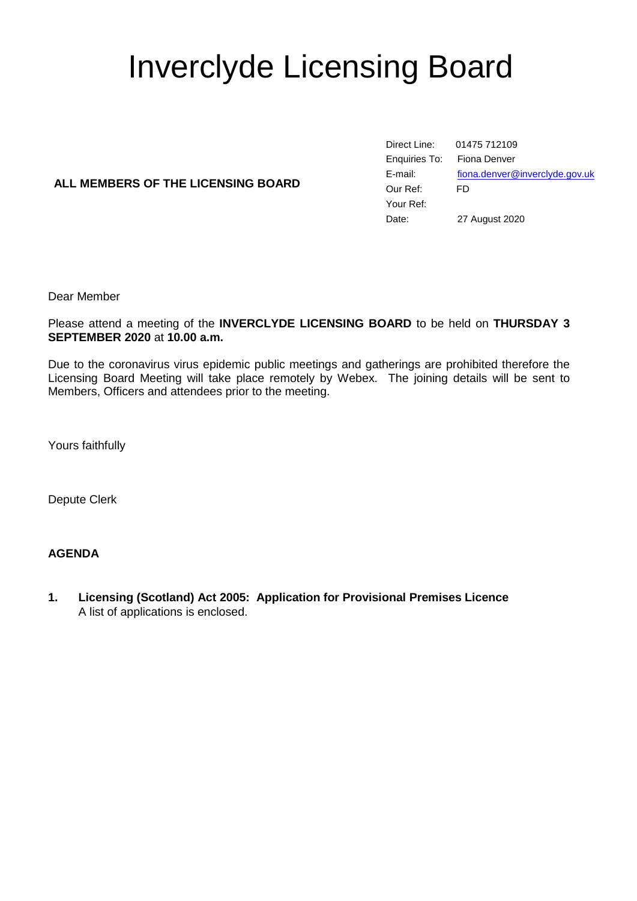# Inverclyde Licensing Board

**ALL MEMBERS OF THE LICENSING BOARD**

| | |
|---|---|
| Direct Line: | 01475 712109 |
| Enquiries To: | Fiona Denver |
| E-mail: | fiona.denver@inverclyde.gov.uk |
| Our Ref: | FD |
| Your Ref: | |
| Date: | 27 August 2020 |

Dear Member

Please attend a meeting of the **INVERCLYDE LICENSING BOARD** to be held on **THURSDAY 3 SEPTEMBER 2020** at **10.00 a.m.**

Due to the coronavirus virus epidemic public meetings and gatherings are prohibited therefore the Licensing Board Meeting will take place remotely by Webex. The joining details will be sent to Members, Officers and attendees prior to the meeting.

Yours faithfully

Depute Clerk

**AGENDA**

**1. Licensing (Scotland) Act 2005: Application for Provisional Premises Licence**
A list of applications is enclosed.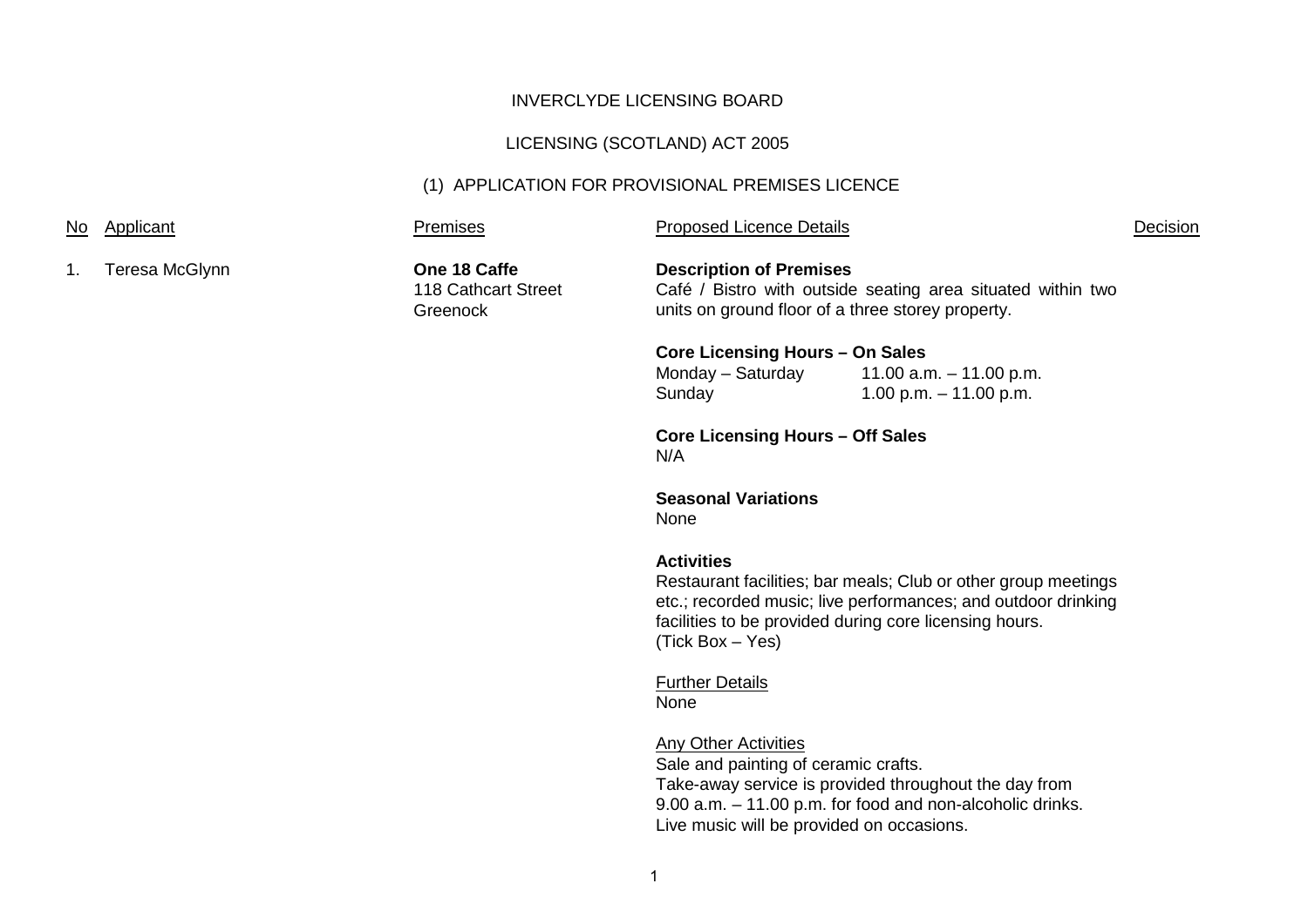INVERCLYDE LICENSING BOARD

LICENSING (SCOTLAND) ACT 2005

(1) APPLICATION FOR PROVISIONAL PREMISES LICENCE

| No | Applicant | Premises | Proposed Licence Details | Decision |
|---|---|---|---|---|
| 1. | Teresa McGlynn | **One 18 Caffe**<br>118 Cathcart Street<br>Greenock | **Description of Premises**<br>Café / Bistro with outside seating area situated within two units on ground floor of a three storey property.<br><br>**Core Licensing Hours – On Sales**<br>Monday – Saturday 11.00 a.m. – 11.00 p.m.<br>Sunday 1.00 p.m. – 11.00 p.m.<br><br>**Core Licensing Hours – Off Sales**<br>N/A<br><br>**Seasonal Variations**<br>None<br><br>**Activities**<br>Restaurant facilities; bar meals; Club or other group meetings etc.; recorded music; live performances; and outdoor drinking facilities to be provided during core licensing hours.<br>(Tick Box – Yes)<br><br>Further Details<br>None<br><br>Any Other Activities<br>Sale and painting of ceramic crafts.<br>Take-away service is provided throughout the day from 9.00 a.m. – 11.00 p.m. for food and non-alcoholic drinks.<br>Live music will be provided on occasions. | |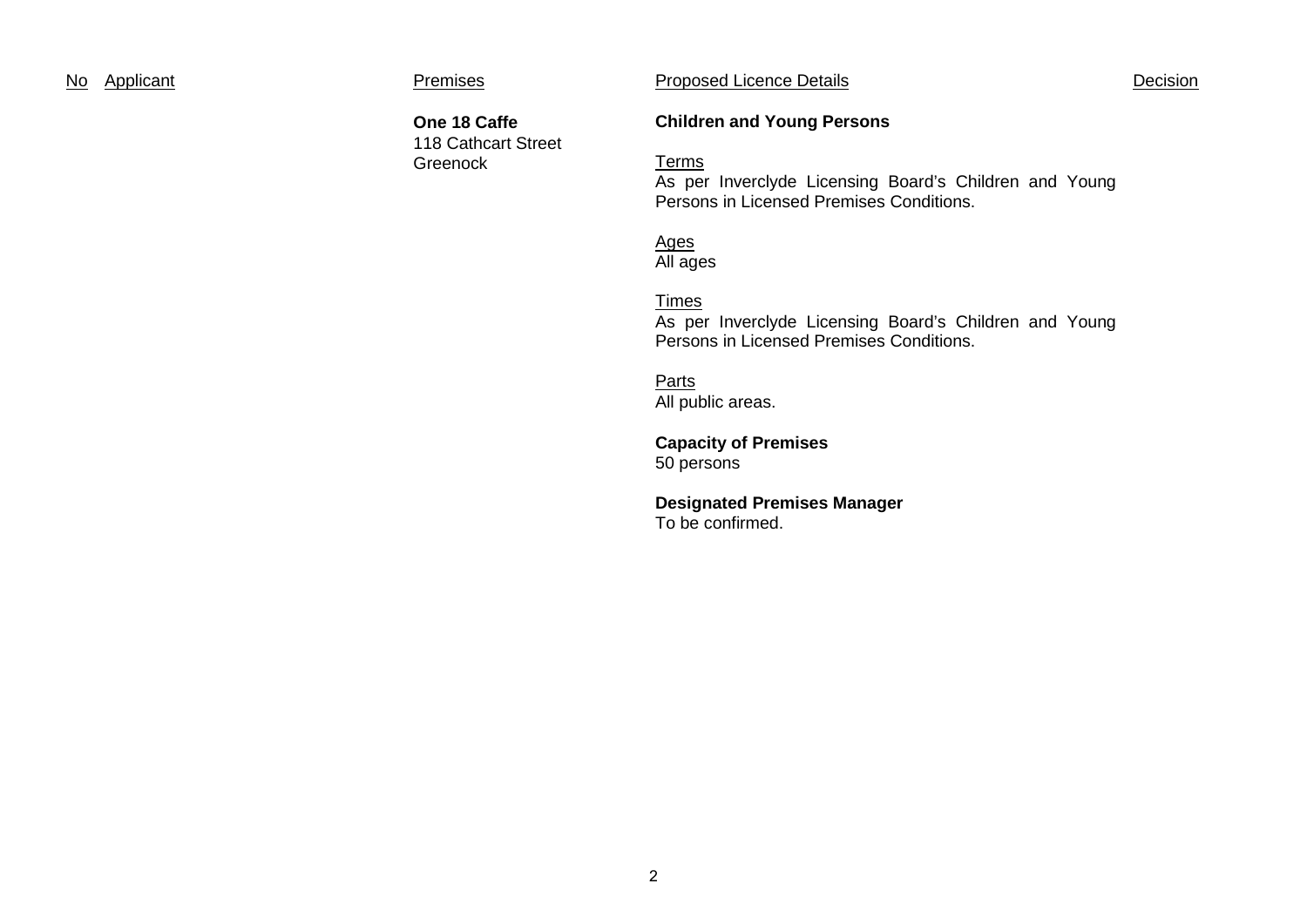| No | Applicant | Premises | Proposed Licence Details | Decision |
|---|---|---|---|---|
| | | **One 18 Caffe**<br>118 Cathcart Street<br>Greenock | **Children and Young Persons**<br><br>Terms<br>As per Inverclyde Licensing Board's Children and Young Persons in Licensed Premises Conditions.<br><br>Ages<br>All ages<br><br>Times<br>As per Inverclyde Licensing Board's Children and Young Persons in Licensed Premises Conditions.<br><br>Parts<br>All public areas.<br><br>**Capacity of Premises**<br>50 persons<br><br>**Designated Premises Manager**<br>To be confirmed. | |